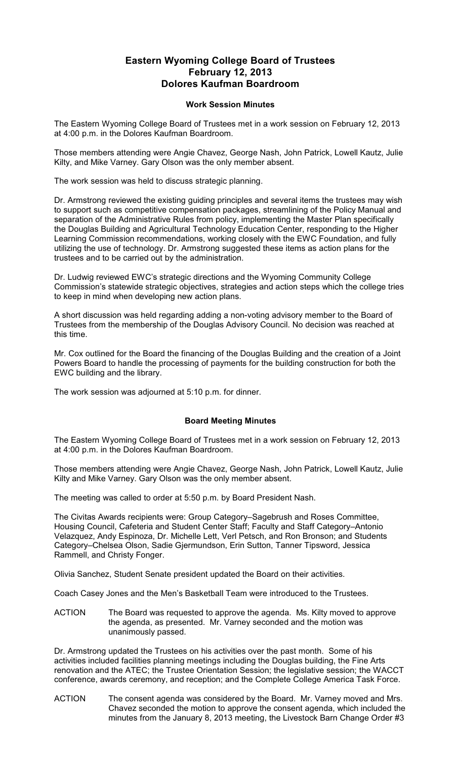# Eastern Wyoming College Board of Trustees
# February 12, 2013
# Dolores Kaufman Boardroom

### Work Session Minutes

The Eastern Wyoming College Board of Trustees met in a work session on February 12, 2013 at 4:00 p.m. in the Dolores Kaufman Boardroom.

Those members attending were Angie Chavez, George Nash, John Patrick, Lowell Kautz, Julie Kilty, and Mike Varney. Gary Olson was the only member absent.

The work session was held to discuss strategic planning.

Dr. Armstrong reviewed the existing guiding principles and several items the trustees may wish to support such as competitive compensation packages, streamlining of the Policy Manual and separation of the Administrative Rules from policy, implementing the Master Plan specifically the Douglas Building and Agricultural Technology Education Center, responding to the Higher Learning Commission recommendations, working closely with the EWC Foundation, and fully utilizing the use of technology. Dr. Armstrong suggested these items as action plans for the trustees and to be carried out by the administration.

Dr. Ludwig reviewed EWC's strategic directions and the Wyoming Community College Commission's statewide strategic objectives, strategies and action steps which the college tries to keep in mind when developing new action plans.

A short discussion was held regarding adding a non-voting advisory member to the Board of Trustees from the membership of the Douglas Advisory Council. No decision was reached at this time.

Mr. Cox outlined for the Board the financing of the Douglas Building and the creation of a Joint Powers Board to handle the processing of payments for the building construction for both the EWC building and the library.

The work session was adjourned at 5:10 p.m. for dinner.

### Board Meeting Minutes

The Eastern Wyoming College Board of Trustees met in a work session on February 12, 2013 at 4:00 p.m. in the Dolores Kaufman Boardroom.

Those members attending were Angie Chavez, George Nash, John Patrick, Lowell Kautz, Julie Kilty and Mike Varney. Gary Olson was the only member absent.

The meeting was called to order at 5:50 p.m. by Board President Nash.

The Civitas Awards recipients were: Group Category–Sagebrush and Roses Committee, Housing Council, Cafeteria and Student Center Staff; Faculty and Staff Category–Antonio Velazquez, Andy Espinoza, Dr. Michelle Lett, Verl Petsch, and Ron Bronson; and Students Category–Chelsea Olson, Sadie Gjermundson, Erin Sutton, Tanner Tipsword, Jessica Rammell, and Christy Fonger.

Olivia Sanchez, Student Senate president updated the Board on their activities.

Coach Casey Jones and the Men's Basketball Team were introduced to the Trustees.

ACTION The Board was requested to approve the agenda. Ms. Kilty moved to approve the agenda, as presented. Mr. Varney seconded and the motion was unanimously passed.

Dr. Armstrong updated the Trustees on his activities over the past month. Some of his activities included facilities planning meetings including the Douglas building, the Fine Arts renovation and the ATEC; the Trustee Orientation Session; the legislative session; the WACCT conference, awards ceremony, and reception; and the Complete College America Task Force.

ACTION The consent agenda was considered by the Board. Mr. Varney moved and Mrs. Chavez seconded the motion to approve the consent agenda, which included the minutes from the January 8, 2013 meeting, the Livestock Barn Change Order #3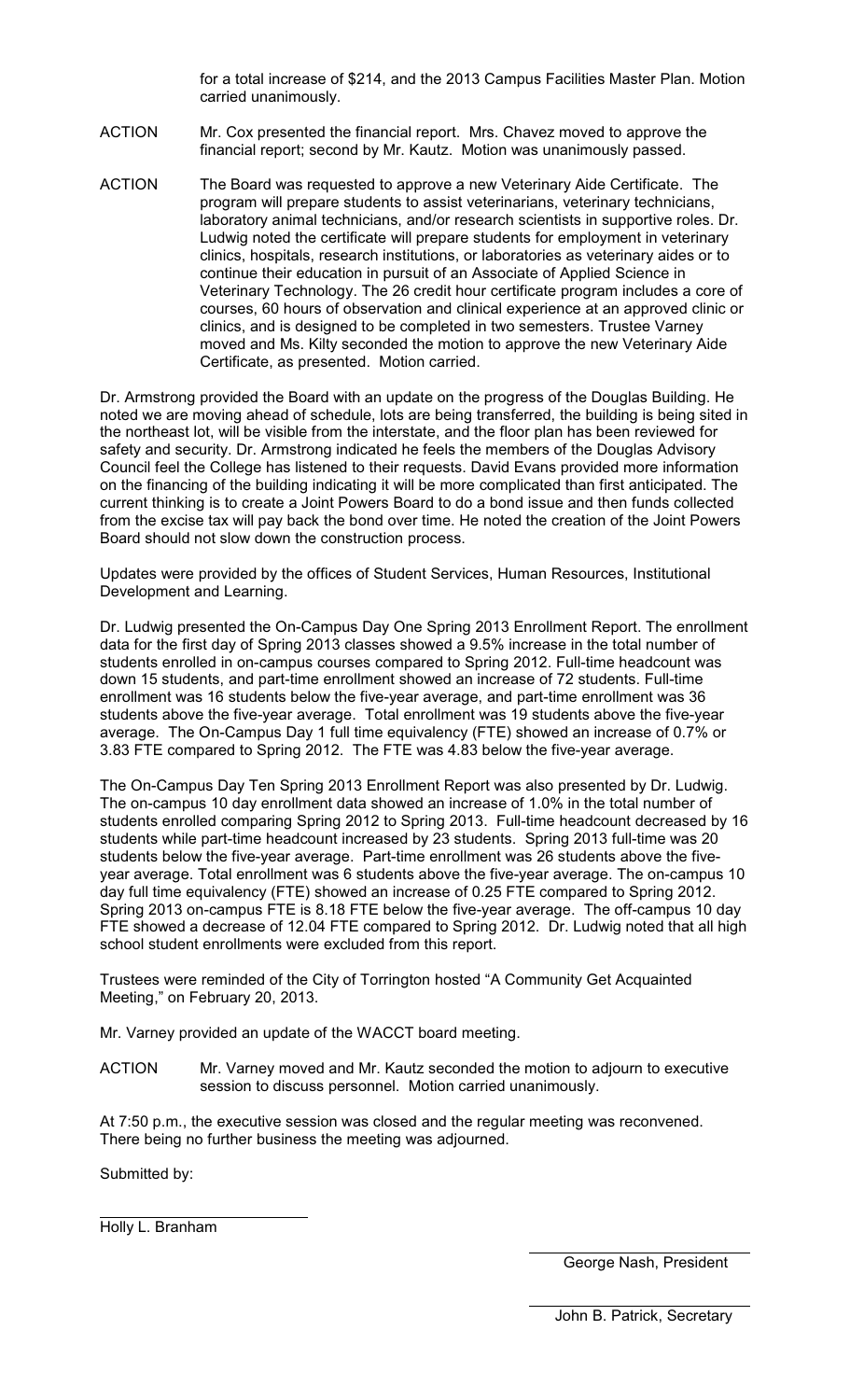for a total increase of $214, and the 2013 Campus Facilities Master Plan. Motion carried unanimously.

ACTION Mr. Cox presented the financial report. Mrs. Chavez moved to approve the financial report; second by Mr. Kautz. Motion was unanimously passed.

ACTION The Board was requested to approve a new Veterinary Aide Certificate. The program will prepare students to assist veterinarians, veterinary technicians, laboratory animal technicians, and/or research scientists in supportive roles. Dr. Ludwig noted the certificate will prepare students for employment in veterinary clinics, hospitals, research institutions, or laboratories as veterinary aides or to continue their education in pursuit of an Associate of Applied Science in Veterinary Technology. The 26 credit hour certificate program includes a core of courses, 60 hours of observation and clinical experience at an approved clinic or clinics, and is designed to be completed in two semesters. Trustee Varney moved and Ms. Kilty seconded the motion to approve the new Veterinary Aide Certificate, as presented. Motion carried.

Dr. Armstrong provided the Board with an update on the progress of the Douglas Building. He noted we are moving ahead of schedule, lots are being transferred, the building is being sited in the northeast lot, will be visible from the interstate, and the floor plan has been reviewed for safety and security. Dr. Armstrong indicated he feels the members of the Douglas Advisory Council feel the College has listened to their requests. David Evans provided more information on the financing of the building indicating it will be more complicated than first anticipated. The current thinking is to create a Joint Powers Board to do a bond issue and then funds collected from the excise tax will pay back the bond over time. He noted the creation of the Joint Powers Board should not slow down the construction process.

Updates were provided by the offices of Student Services, Human Resources, Institutional Development and Learning.

Dr. Ludwig presented the On-Campus Day One Spring 2013 Enrollment Report. The enrollment data for the first day of Spring 2013 classes showed a 9.5% increase in the total number of students enrolled in on-campus courses compared to Spring 2012. Full-time headcount was down 15 students, and part-time enrollment showed an increase of 72 students. Full-time enrollment was 16 students below the five-year average, and part-time enrollment was 36 students above the five-year average. Total enrollment was 19 students above the five-year average. The On-Campus Day 1 full time equivalency (FTE) showed an increase of 0.7% or 3.83 FTE compared to Spring 2012. The FTE was 4.83 below the five-year average.

The On-Campus Day Ten Spring 2013 Enrollment Report was also presented by Dr. Ludwig. The on-campus 10 day enrollment data showed an increase of 1.0% in the total number of students enrolled comparing Spring 2012 to Spring 2013. Full-time headcount decreased by 16 students while part-time headcount increased by 23 students. Spring 2013 full-time was 20 students below the five-year average. Part-time enrollment was 26 students above the five-year average. Total enrollment was 6 students above the five-year average. The on-campus 10 day full time equivalency (FTE) showed an increase of 0.25 FTE compared to Spring 2012. Spring 2013 on-campus FTE is 8.18 FTE below the five-year average. The off-campus 10 day FTE showed a decrease of 12.04 FTE compared to Spring 2012. Dr. Ludwig noted that all high school student enrollments were excluded from this report.

Trustees were reminded of the City of Torrington hosted "A Community Get Acquainted Meeting," on February 20, 2013.

Mr. Varney provided an update of the WACCT board meeting.

ACTION Mr. Varney moved and Mr. Kautz seconded the motion to adjourn to executive session to discuss personnel. Motion carried unanimously.

At 7:50 p.m., the executive session was closed and the regular meeting was reconvened. There being no further business the meeting was adjourned.

Submitted by:

Holly L. Branham

George Nash, President

John B. Patrick, Secretary